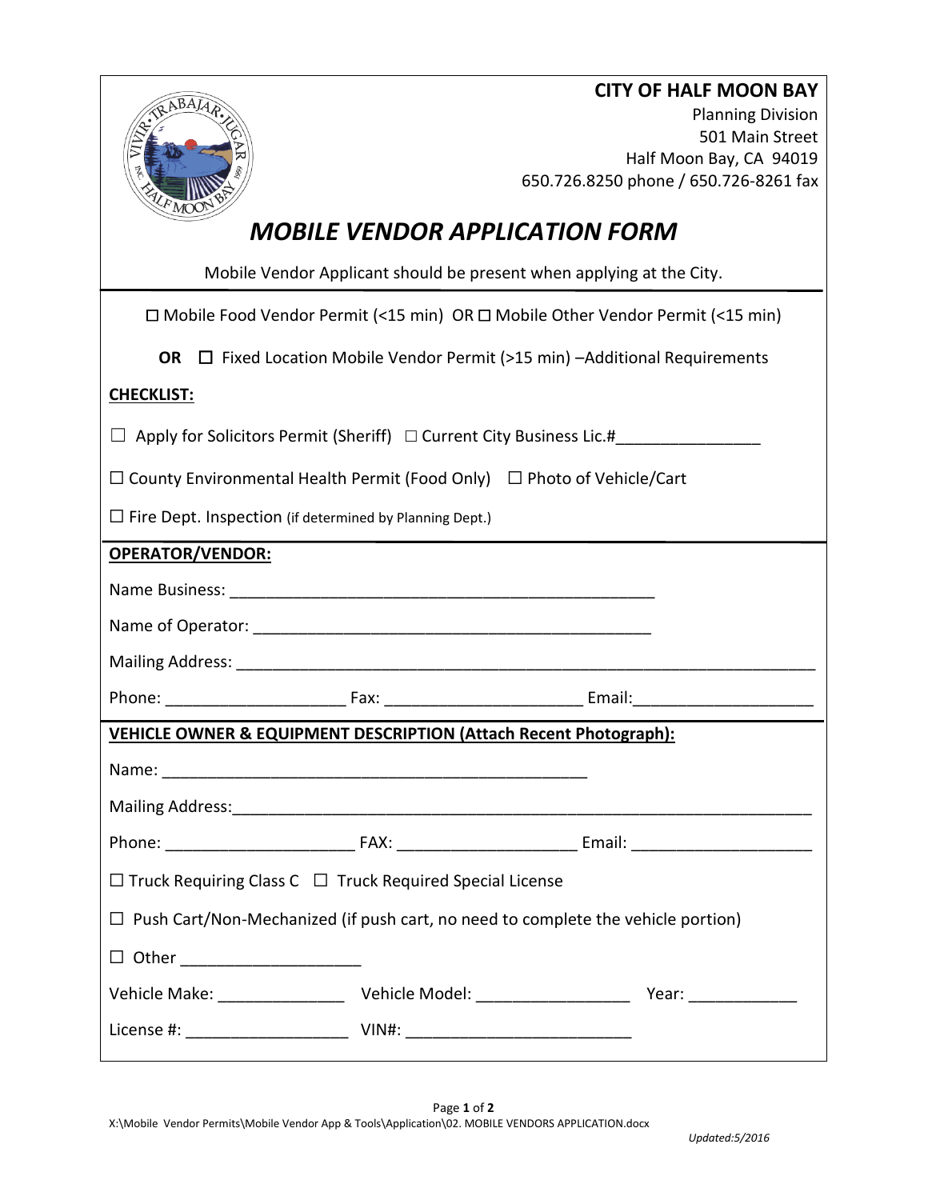**CITY OF HALF MOON BAY**
Planning Division
501 Main Street
Half Moon Bay, CA 94019
650.726.8250 phone / 650.726-8261 fax

# *MOBILE VENDOR APPLICATION FORM*

Mobile Vendor Applicant should be present when applying at the City.

☐ Mobile Food Vendor Permit (<15 min) OR ☐ Mobile Other Vendor Permit (<15 min)

**OR** ☐ Fixed Location Mobile Vendor Permit (>15 min) –Additional Requirements

**CHECKLIST:**

☐ Apply for Solicitors Permit (Sheriff) ☐ Current City Business Lic.#________________

☐ County Environmental Health Permit (Food Only) ☐ Photo of Vehicle/Cart

☐ Fire Dept. Inspection (if determined by Planning Dept.)

**OPERATOR/VENDOR:**

Name Business: ________________________________________________

Name of Operator: ____________________________________________

Mailing Address: _______________________________________________________________

Phone: ____________________ Fax: ______________________ Email:____________________

**VEHICLE OWNER & EQUIPMENT DESCRIPTION (Attach Recent Photograph):**

Name: ________________________________________________

Mailing Address:_______________________________________________________________

Phone: ______________________ FAX: ____________________ Email: ____________________

☐ Truck Requiring Class C ☐ Truck Required Special License

☐ Push Cart/Non-Mechanized (if push cart, no need to complete the vehicle portion)

☐ Other ____________________

Vehicle Make: ______________ Vehicle Model: ________________ Year: ___________

License #: __________________ VIN#: _________________________

X:\Mobile Vendor Permits\Mobile Vendor App & Tools\Application\02. MOBILE VENDORS APPLICATION.docx

*Updated:5/2016*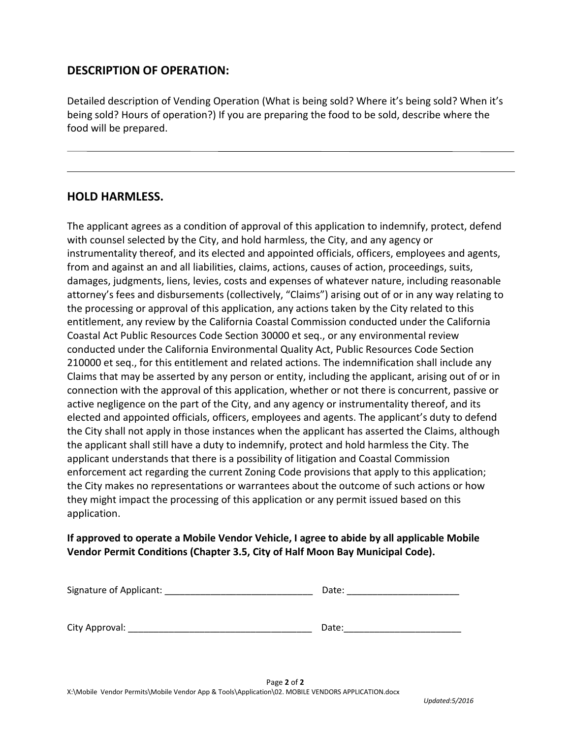## DESCRIPTION OF OPERATION:

Detailed description of Vending Operation (What is being sold? Where it's being sold? When it's being sold? Hours of operation?) If you are preparing the food to be sold, describe where the food will be prepared.

______________________________________________________________________________

______________________________________________________________________________

## HOLD HARMLESS.

The applicant agrees as a condition of approval of this application to indemnify, protect, defend with counsel selected by the City, and hold harmless, the City, and any agency or instrumentality thereof, and its elected and appointed officials, officers, employees and agents, from and against an and all liabilities, claims, actions, causes of action, proceedings, suits, damages, judgments, liens, levies, costs and expenses of whatever nature, including reasonable attorney's fees and disbursements (collectively, "Claims") arising out of or in any way relating to the processing or approval of this application, any actions taken by the City related to this entitlement, any review by the California Coastal Commission conducted under the California Coastal Act Public Resources Code Section 30000 et seq., or any environmental review conducted under the California Environmental Quality Act, Public Resources Code Section 210000 et seq., for this entitlement and related actions. The indemnification shall include any Claims that may be asserted by any person or entity, including the applicant, arising out of or in connection with the approval of this application, whether or not there is concurrent, passive or active negligence on the part of the City, and any agency or instrumentality thereof, and its elected and appointed officials, officers, employees and agents. The applicant's duty to defend the City shall not apply in those instances when the applicant has asserted the Claims, although the applicant shall still have a duty to indemnify, protect and hold harmless the City. The applicant understands that there is a possibility of litigation and Coastal Commission enforcement act regarding the current Zoning Code provisions that apply to this application; the City makes no representations or warrantees about the outcome of such actions or how they might impact the processing of this application or any permit issued based on this application.

**If approved to operate a Mobile Vendor Vehicle, I agree to abide by all applicable Mobile Vendor Permit Conditions (Chapter 3.5, City of Half Moon Bay Municipal Code).**

Signature of Applicant: ____________________________ Date: _____________________

City Approval: ___________________________________ Date:______________________

X:\Mobile Vendor Permits\Mobile Vendor App & Tools\Application\02. MOBILE VENDORS APPLICATION.docx

*Updated:5/2016*